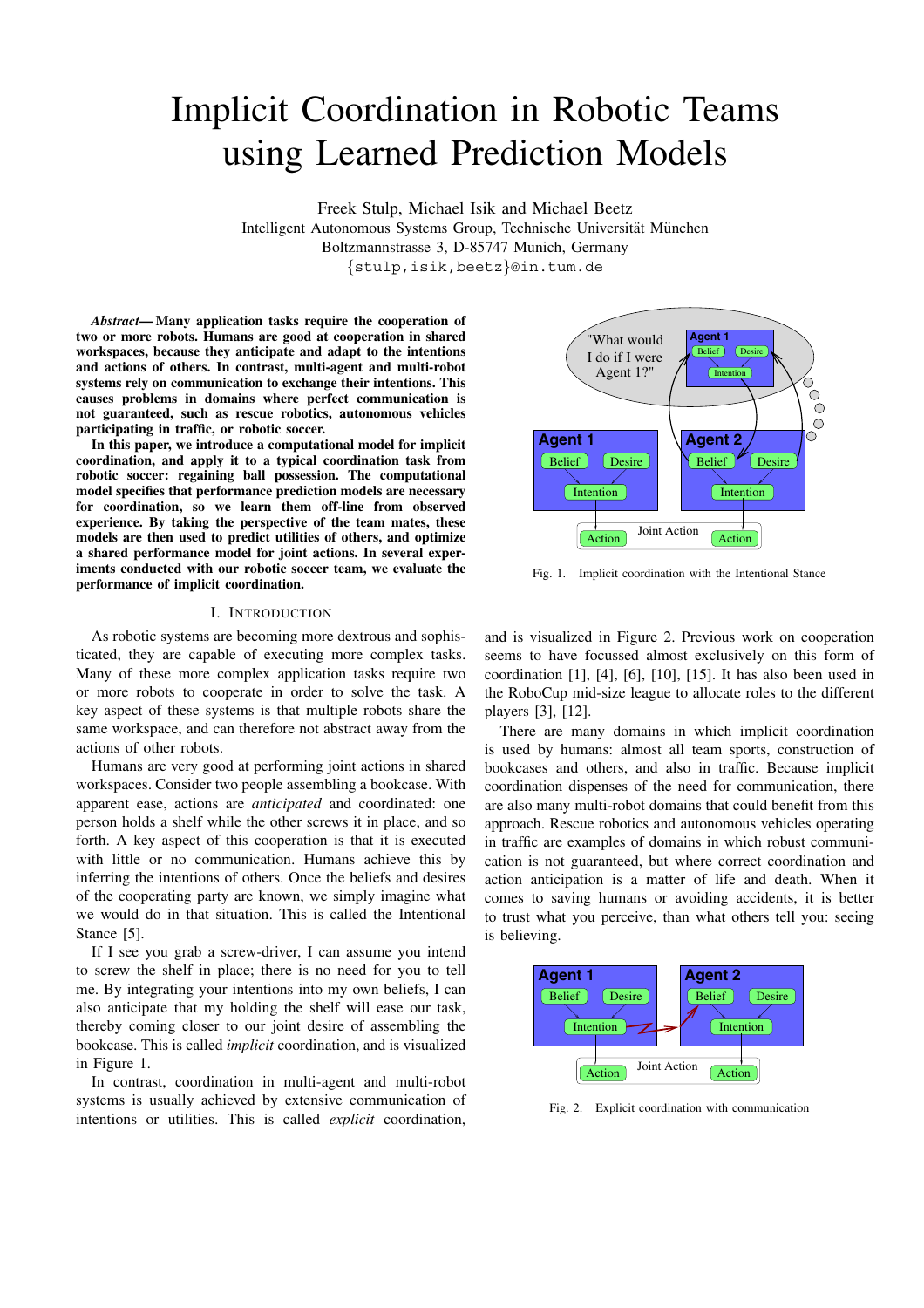# Implicit Coordination in Robotic Teams using Learned Prediction Models

Freek Stulp, Michael Isik and Michael Beetz
Intelligent Autonomous Systems Group, Technische Universität München
Boltzmannstrasse 3, D-85747 Munich, Germany
{stulp,isik,beetz}@in.tum.de

***Abstract*— Many application tasks require the cooperation of two or more robots. Humans are good at cooperation in shared workspaces, because they anticipate and adapt to the intentions and actions of others. In contrast, multi-agent and multi-robot systems rely on communication to exchange their intentions. This causes problems in domains where perfect communication is not guaranteed, such as rescue robotics, autonomous vehicles participating in traffic, or robotic soccer.**

**In this paper, we introduce a computational model for implicit coordination, and apply it to a typical coordination task from robotic soccer: regaining ball possession. The computational model specifies that performance prediction models are necessary for coordination, so we learn them off-line from observed experience. By taking the perspective of the team mates, these models are then used to predict utilities of others, and optimize a shared performance model for joint actions. In several experiments conducted with our robotic soccer team, we evaluate the performance of implicit coordination.**

## I. Introduction

As robotic systems are becoming more dextrous and sophisticated, they are capable of executing more complex tasks. Many of these more complex application tasks require two or more robots to cooperate in order to solve the task. A key aspect of these systems is that multiple robots share the same workspace, and can therefore not abstract away from the actions of other robots.

Humans are very good at performing joint actions in shared workspaces. Consider two people assembling a bookcase. With apparent ease, actions are *anticipated* and coordinated: one person holds a shelf while the other screws it in place, and so forth. A key aspect of this cooperation is that it is executed with little or no communication. Humans achieve this by inferring the intentions of others. Once the beliefs and desires of the cooperating party are known, we simply imagine what we would do in that situation. This is called the Intentional Stance [5].

If I see you grab a screw-driver, I can assume you intend to screw the shelf in place; there is no need for you to tell me. By integrating your intentions into my own beliefs, I can also anticipate that my holding the shelf will ease our task, thereby coming closer to our joint desire of assembling the bookcase. This is called *implicit* coordination, and is visualized in Figure 1.

Fig. 1. Implicit coordination with the Intentional Stance

In contrast, coordination in multi-agent and multi-robot systems is usually achieved by extensive communication of intentions or utilities. This is called *explicit* coordination, and is visualized in Figure 2. Previous work on cooperation seems to have focussed almost exclusively on this form of coordination [1], [4], [6], [10], [15]. It has also been used in the RoboCup mid-size league to allocate roles to the different players [3], [12].

There are many domains in which implicit coordination is used by humans: almost all team sports, construction of bookcases and others, and also in traffic. Because implicit coordination dispenses of the need for communication, there are also many multi-robot domains that could benefit from this approach. Rescue robotics and autonomous vehicles operating in traffic are examples of domains in which robust communication is not guaranteed, but where correct coordination and action anticipation is a matter of life and death. When it comes to saving humans or avoiding accidents, it is better to trust what you perceive, than what others tell you: seeing is believing.

Fig. 2. Explicit coordination with communication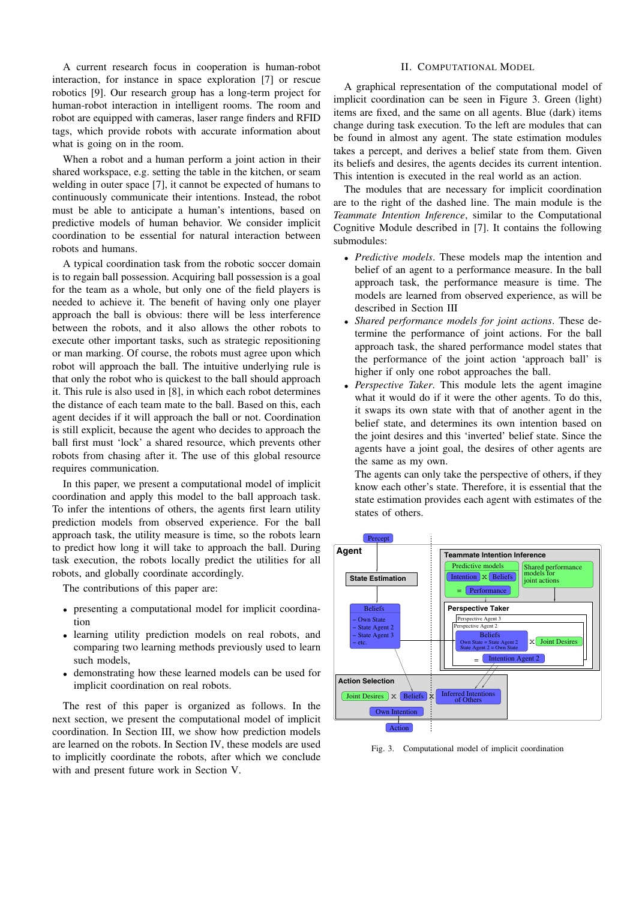A current research focus in cooperation is human-robot interaction, for instance in space exploration [7] or rescue robotics [9]. Our research group has a long-term project for human-robot interaction in intelligent rooms. The room and robot are equipped with cameras, laser range finders and RFID tags, which provide robots with accurate information about what is going on in the room.

When a robot and a human perform a joint action in their shared workspace, e.g. setting the table in the kitchen, or seam welding in outer space [7], it cannot be expected of humans to continuously communicate their intentions. Instead, the robot must be able to anticipate a human's intentions, based on predictive models of human behavior. We consider implicit coordination to be essential for natural interaction between robots and humans.

A typical coordination task from the robotic soccer domain is to regain ball possession. Acquiring ball possession is a goal for the team as a whole, but only one of the field players is needed to achieve it. The benefit of having only one player approach the ball is obvious: there will be less interference between the robots, and it also allows the other robots to execute other important tasks, such as strategic repositioning or man marking. Of course, the robots must agree upon which robot will approach the ball. The intuitive underlying rule is that only the robot who is quickest to the ball should approach it. This rule is also used in [8], in which each robot determines the distance of each team mate to the ball. Based on this, each agent decides if it will approach the ball or not. Coordination is still explicit, because the agent who decides to approach the ball first must 'lock' a shared resource, which prevents other robots from chasing after it. The use of this global resource requires communication.

In this paper, we present a computational model of implicit coordination and apply this model to the ball approach task. To infer the intentions of others, the agents first learn utility prediction models from observed experience. For the ball approach task, the utility measure is time, so the robots learn to predict how long it will take to approach the ball. During task execution, the robots locally predict the utilities for all robots, and globally coordinate accordingly.

The contributions of this paper are:

- presenting a computational model for implicit coordination
- learning utility prediction models on real robots, and comparing two learning methods previously used to learn such models,
- demonstrating how these learned models can be used for implicit coordination on real robots.

The rest of this paper is organized as follows. In the next section, we present the computational model of implicit coordination. In Section III, we show how prediction models are learned on the robots. In Section IV, these models are used to implicitly coordinate the robots, after which we conclude with and present future work in Section V.

## II. Computational Model

A graphical representation of the computational model of implicit coordination can be seen in Figure 3. Green (light) items are fixed, and the same on all agents. Blue (dark) items change during task execution. To the left are modules that can be found in almost any agent. The state estimation modules takes a percept, and derives a belief state from them. Given its beliefs and desires, the agents decides its current intention. This intention is executed in the real world as an action.

The modules that are necessary for implicit coordination are to the right of the dashed line. The main module is the *Teammate Intention Inference*, similar to the Computational Cognitive Module described in [7]. It contains the following submodules:

- *Predictive models*. These models map the intention and belief of an agent to a performance measure. In the ball approach task, the performance measure is time. The models are learned from observed experience, as will be described in Section III
- *Shared performance models for joint actions*. These determine the performance of joint actions. For the ball approach task, the shared performance model states that the performance of the joint action 'approach ball' is higher if only one robot approaches the ball.
- *Perspective Taker*. This module lets the agent imagine what it would do if it were the other agents. To do this, it swaps its own state with that of another agent in the belief state, and determines its own intention based on the joint desires and this 'inverted' belief state. Since the agents have a joint goal, the desires of other agents are the same as my own.

  The agents can only take the perspective of others, if they know each other's state. Therefore, it is essential that the state estimation provides each agent with estimates of the states of others.

Fig. 3. Computational model of implicit coordination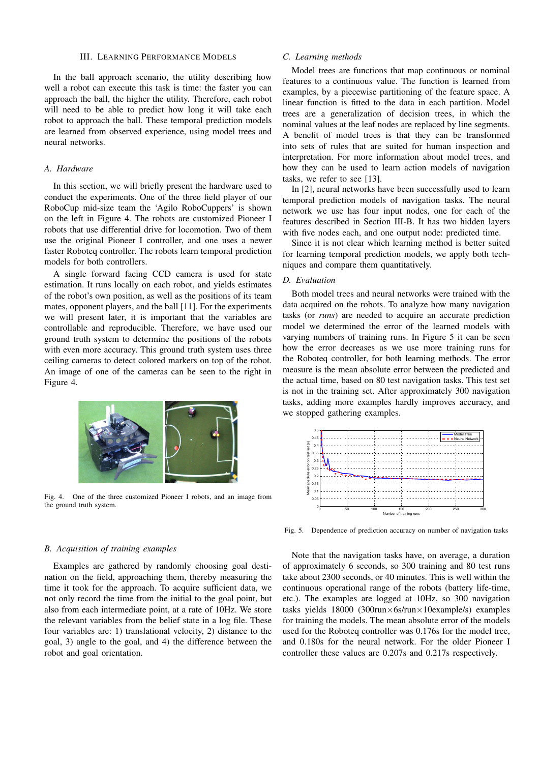## III. Learning Performance Models

In the ball approach scenario, the utility describing how well a robot can execute this task is time: the faster you can approach the ball, the higher the utility. Therefore, each robot will need to be able to predict how long it will take each robot to approach the ball. These temporal prediction models are learned from observed experience, using model trees and neural networks.

### A. Hardware

In this section, we will briefly present the hardware used to conduct the experiments. One of the three field player of our RoboCup mid-size team the 'Agilo RoboCuppers' is shown on the left in Figure 4. The robots are customized Pioneer I robots that use differential drive for locomotion. Two of them use the original Pioneer I controller, and one uses a newer faster Roboteq controller. The robots learn temporal prediction models for both controllers.

A single forward facing CCD camera is used for state estimation. It runs locally on each robot, and yields estimates of the robot's own position, as well as the positions of its team mates, opponent players, and the ball [11]. For the experiments we will present later, it is important that the variables are controllable and reproducible. Therefore, we have used our ground truth system to determine the positions of the robots with even more accuracy. This ground truth system uses three ceiling cameras to detect colored markers on top of the robot. An image of one of the cameras can be seen to the right in Figure 4.

Fig. 4. One of the three customized Pioneer I robots, and an image from the ground truth system.

### B. Acquisition of training examples

Examples are gathered by randomly choosing goal destination on the field, approaching them, thereby measuring the time it took for the approach. To acquire sufficient data, we not only record the time from the initial to the goal point, but also from each intermediate point, at a rate of 10Hz. We store the relevant variables from the belief state in a log file. These four variables are: 1) translational velocity, 2) distance to the goal, 3) angle to the goal, and 4) the difference between the robot and goal orientation.

### C. Learning methods

Model trees are functions that map continuous or nominal features to a continuous value. The function is learned from examples, by a piecewise partitioning of the feature space. A linear function is fitted to the data in each partition. Model trees are a generalization of decision trees, in which the nominal values at the leaf nodes are replaced by line segments. A benefit of model trees is that they can be transformed into sets of rules that are suited for human inspection and interpretation. For more information about model trees, and how they can be used to learn action models of navigation tasks, we refer to see [13].

In [2], neural networks have been successfully used to learn temporal prediction models of navigation tasks. The neural network we use has four input nodes, one for each of the features described in Section III-B. It has two hidden layers with five nodes each, and one output node: predicted time.

Since it is not clear which learning method is better suited for learning temporal prediction models, we apply both techniques and compare them quantitatively.

### D. Evaluation

Both model trees and neural networks were trained with the data acquired on the robots. To analyze how many navigation tasks (or *runs*) are needed to acquire an accurate prediction model we determined the error of the learned models with varying numbers of training runs. In Figure 5 it can be seen how the error decreases as we use more training runs for the Roboteq controller, for both learning methods. The error measure is the mean absolute error between the predicted and the actual time, based on 80 test navigation tasks. This test set is not in the training set. After approximately 300 navigation tasks, adding more examples hardly improves accuracy, and we stopped gathering examples.

Fig. 5. Dependence of prediction accuracy on number of navigation tasks

Note that the navigation tasks have, on average, a duration of approximately 6 seconds, so 300 training and 80 test runs take about 2300 seconds, or 40 minutes. This is well within the continuous operational range of the robots (battery life-time, etc.). The examples are logged at 10Hz, so 300 navigation tasks yields 18000 (300run$\times$6s/run$\times$10example/s) examples for training the models. The mean absolute error of the models used for the Roboteq controller was 0.176s for the model tree, and 0.180s for the neural network. For the older Pioneer I controller these values are 0.207s and 0.217s respectively.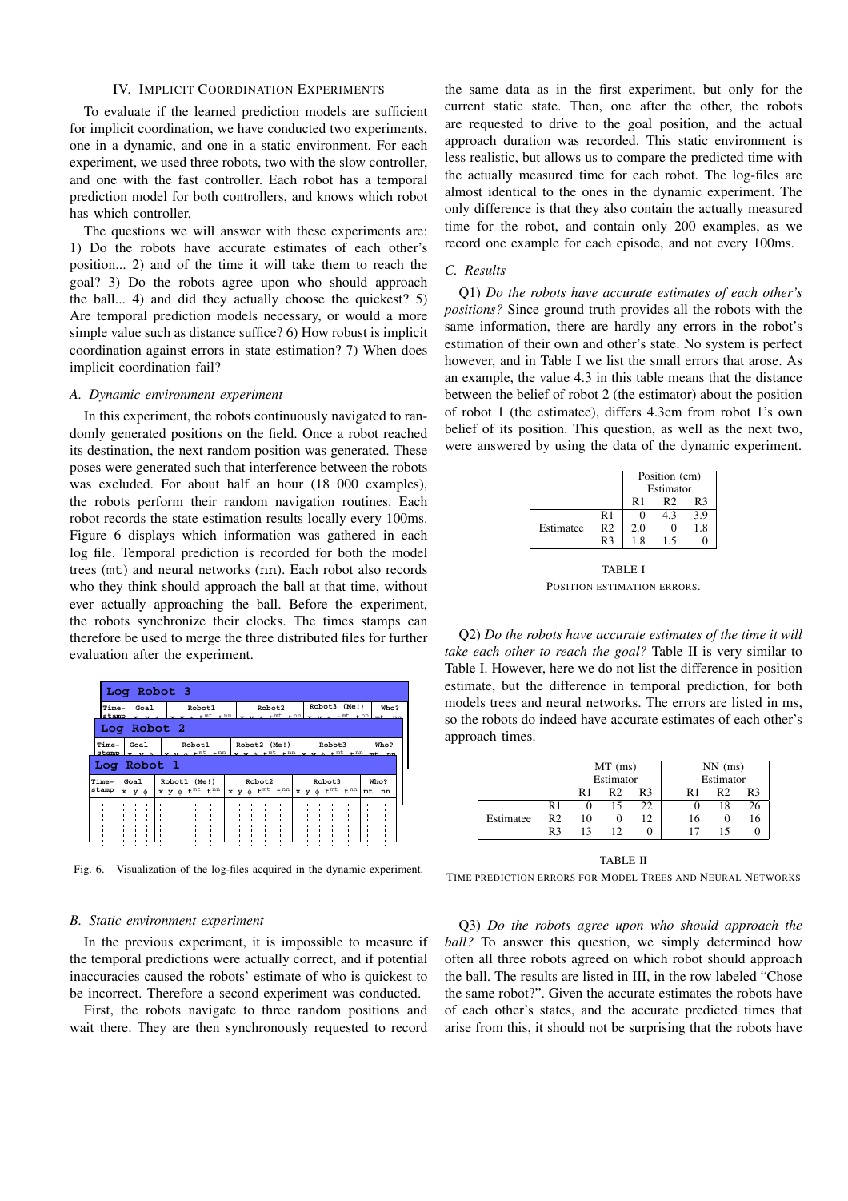## IV. Implicit Coordination Experiments

To evaluate if the learned prediction models are sufficient for implicit coordination, we have conducted two experiments, one in a dynamic, and one in a static environment. For each experiment, we used three robots, two with the slow controller, and one with the fast controller. Each robot has a temporal prediction model for both controllers, and knows which robot has which controller.

The questions we will answer with these experiments are: 1) Do the robots have accurate estimates of each other's position... 2) and of the time it will take them to reach the goal? 3) Do the robots agree upon who should approach the ball... 4) and did they actually choose the quickest? 5) Are temporal prediction models necessary, or would a more simple value such as distance suffice? 6) How robust is implicit coordination against errors in state estimation? 7) When does implicit coordination fail?

### A. Dynamic environment experiment

In this experiment, the robots continuously navigated to randomly generated positions on the field. Once a robot reached its destination, the next random position was generated. These poses were generated such that interference between the robots was excluded. For about half an hour (18 000 examples), the robots perform their random navigation routines. Each robot records the state estimation results locally every 100ms. Figure 6 displays which information was gathered in each log file. Temporal prediction is recorded for both the model trees (mt) and neural networks (nn). Each robot also records who they think should approach the ball at that time, without ever actually approaching the ball. Before the experiment, the robots synchronize their clocks. The times stamps can therefore be used to merge the three distributed files for further evaluation after the experiment.

Fig. 6. Visualization of the log-files acquired in the dynamic experiment.

### B. Static environment experiment

In the previous experiment, it is impossible to measure if the temporal predictions were actually correct, and if potential inaccuracies caused the robots' estimate of who is quickest to be incorrect. Therefore a second experiment was conducted.

First, the robots navigate to three random positions and wait there. They are then synchronously requested to record the same data as in the first experiment, but only for the current static state. Then, one after the other, the robots are requested to drive to the goal position, and the actual approach duration was recorded. This static environment is less realistic, but allows us to compare the predicted time with the actually measured time for each robot. The log-files are almost identical to the ones in the dynamic experiment. The only difference is that they also contain the actually measured time for the robot, and contain only 200 examples, as we record one example for each episode, and not every 100ms.

### C. Results

Q1) *Do the robots have accurate estimates of each other's positions?* Since ground truth provides all the robots with the same information, there are hardly any errors in the robot's estimation of their own and other's state. No system is perfect however, and in Table I we list the small errors that arose. As an example, the value 4.3 in this table means that the distance between the belief of robot 2 (the estimator) about the position of robot 1 (the estimatee), differs 4.3cm from robot 1's own belief of its position. This question, as well as the next two, were answered by using the data of the dynamic experiment.

| | | Position (cm) Estimator | | |
|---|---|---|---|---|
| | | R1 | R2 | R3 |
| Estimatee | R1 | 0 | 4.3 | 3.9 |
| | R2 | 2.0 | 0 | 1.8 |
| | R3 | 1.8 | 1.5 | 0 |

TABLE I
POSITION ESTIMATION ERRORS.

Q2) *Do the robots have accurate estimates of the time it will take each other to reach the goal?* Table II is very similar to Table I. However, here we do not list the difference in position estimate, but the difference in temporal prediction, for both models trees and neural networks. The errors are listed in ms, so the robots do indeed have accurate estimates of each other's approach times.

| | | MT (ms) Estimator | | | NN (ms) Estimator | | |
|---|---|---|---|---|---|---|---|
| | | R1 | R2 | R3 | R1 | R2 | R3 |
| Estimatee | R1 | 0 | 15 | 22 | 0 | 18 | 26 |
| | R2 | 10 | 0 | 12 | 16 | 0 | 16 |
| | R3 | 13 | 12 | 0 | 17 | 15 | 0 |

TABLE II
TIME PREDICTION ERRORS FOR MODEL TREES AND NEURAL NETWORKS

Q3) *Do the robots agree upon who should approach the ball?* To answer this question, we simply determined how often all three robots agreed on which robot should approach the ball. The results are listed in III, in the row labeled "Chose the same robot?". Given the accurate estimates the robots have of each other's states, and the accurate predicted times that arise from this, it should not be surprising that the robots have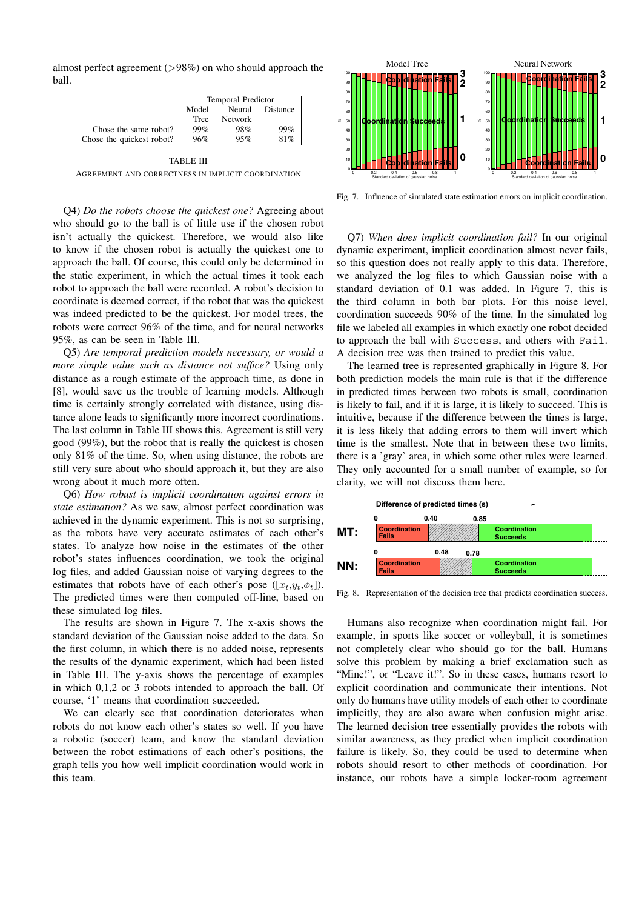almost perfect agreement (>98%) on who should approach the ball.

| | Temporal Predictor | | |
|---|---|---|---|
| | Model Tree | Neural Network | Distance |
| Chose the same robot? | 99% | 98% | 99% |
| Chose the quickest robot? | 96% | 95% | 81% |

TABLE III

AGREEMENT AND CORRECTNESS IN IMPLICIT COORDINATION

Q4) *Do the robots choose the quickest one?* Agreeing about who should go to the ball is of little use if the chosen robot isn't actually the quickest. Therefore, we would also like to know if the chosen robot is actually the quickest one to approach the ball. Of course, this could only be determined in the static experiment, in which the actual times it took each robot to approach the ball were recorded. A robot's decision to coordinate is deemed correct, if the robot that was the quickest was indeed predicted to be the quickest. For model trees, the robots were correct 96% of the time, and for neural networks 95%, as can be seen in Table III.

Q5) *Are temporal prediction models necessary, or would a more simple value such as distance not suffice?* Using only distance as a rough estimate of the approach time, as done in [8], would save us the trouble of learning models. Although time is certainly strongly correlated with distance, using distance alone leads to significantly more incorrect coordinations. The last column in Table III shows this. Agreement is still very good (99%), but the robot that is really the quickest is chosen only 81% of the time. So, when using distance, the robots are still very sure about who should approach it, but they are also wrong about it much more often.

Q6) *How robust is implicit coordination against errors in state estimation?* As we saw, almost perfect coordination was achieved in the dynamic experiment. This is not so surprising, as the robots have very accurate estimates of each other's states. To analyze how noise in the estimates of the other robot's states influences coordination, we took the original log files, and added Gaussian noise of varying degrees to the estimates that robots have of each other's pose ($[x_t, y_t, \phi_t]$). The predicted times were then computed off-line, based on these simulated log files.

The results are shown in Figure 7. The x-axis shows the standard deviation of the Gaussian noise added to the data. So the first column, in which there is no added noise, represents the results of the dynamic experiment, which had been listed in Table III. The y-axis shows the percentage of examples in which 0,1,2 or 3 robots intended to approach the ball. Of course, '1' means that coordination succeeded.

We can clearly see that coordination deteriorates when robots do not know each other's states so well. If you have a robotic (soccer) team, and know the standard deviation between the robot estimations of each other's positions, the graph tells you how well implicit coordination would work in this team.

Fig. 7. Influence of simulated state estimation errors on implicit coordination.

Q7) *When does implicit coordination fail?* In our original dynamic experiment, implicit coordination almost never fails, so this question does not really apply to this data. Therefore, we analyzed the log files to which Gaussian noise with a standard deviation of 0.1 was added. In Figure 7, this is the third column in both bar plots. For this noise level, coordination succeeds 90% of the time. In the simulated log file we labeled all examples in which exactly one robot decided to approach the ball with `Success`, and others with `Fail`. A decision tree was then trained to predict this value.

The learned tree is represented graphically in Figure 8. For both prediction models the main rule is that if the difference in predicted times between two robots is small, coordination is likely to fail, and if it is large, it is likely to succeed. This is intuitive, because if the difference between the times is large, it is less likely that adding errors to them will invert which time is the smallest. Note that in between these two limits, there is a 'gray' area, in which some other rules were learned. They only accounted for a small number of example, so for clarity, we will not discuss them here.

Fig. 8. Representation of the decision tree that predicts coordination success.

Humans also recognize when coordination might fail. For example, in sports like soccer or volleyball, it is sometimes not completely clear who should go for the ball. Humans solve this problem by making a brief exclamation such as "Mine!", or "Leave it!". So in these cases, humans resort to explicit coordination and communicate their intentions. Not only do humans have utility models of each other to coordinate implicitly, they are also aware when confusion might arise. The learned decision tree essentially provides the robots with similar awareness, as they predict when implicit coordination failure is likely. So, they could be used to determine when robots should resort to other methods of coordination. For instance, our robots have a simple locker-room agreement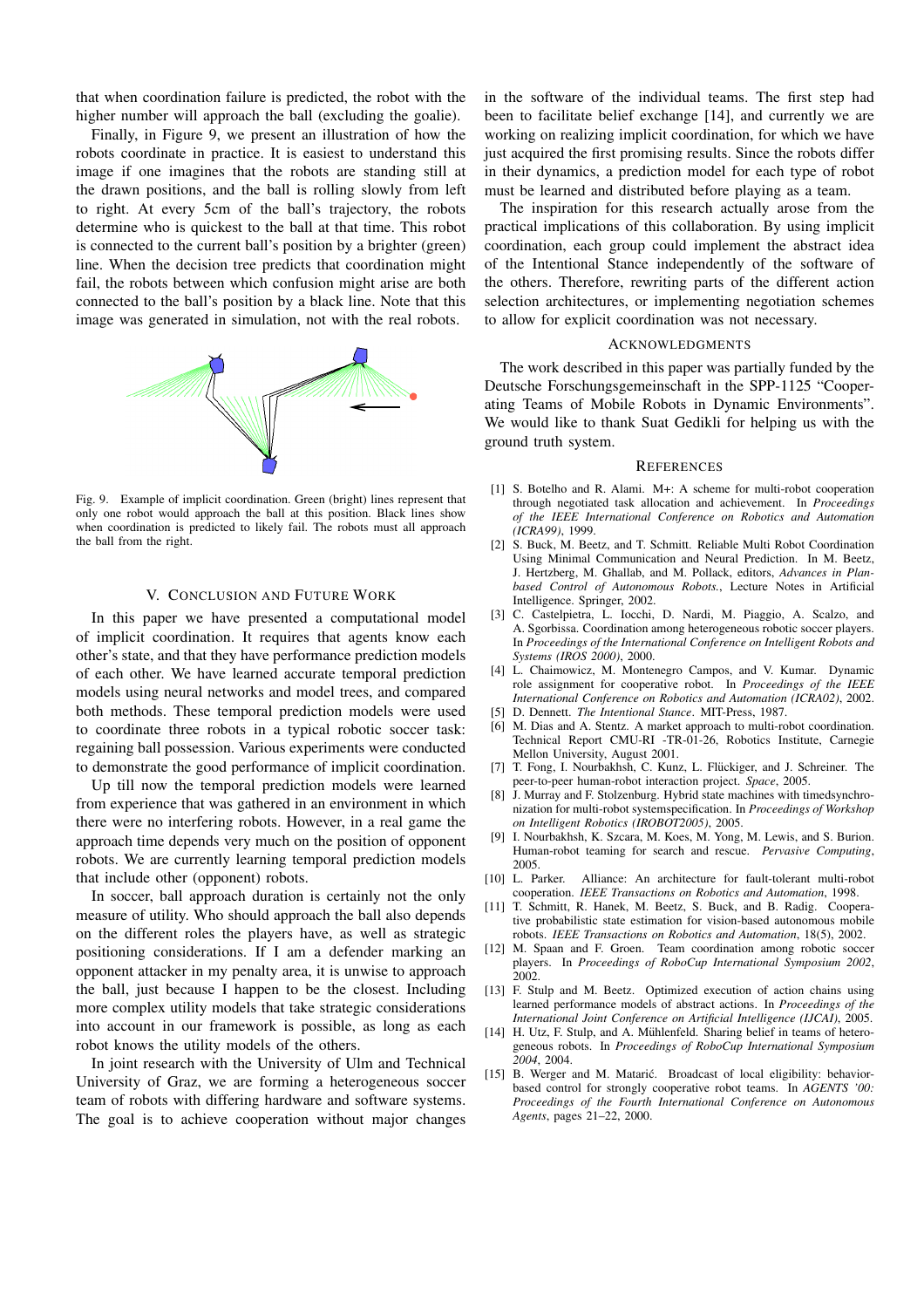that when coordination failure is predicted, the robot with the higher number will approach the ball (excluding the goalie).

Finally, in Figure 9, we present an illustration of how the robots coordinate in practice. It is easiest to understand this image if one imagines that the robots are standing still at the drawn positions, and the ball is rolling slowly from left to right. At every 5cm of the ball's trajectory, the robots determine who is quickest to the ball at that time. This robot is connected to the current ball's position by a brighter (green) line. When the decision tree predicts that coordination might fail, the robots between which confusion might arise are both connected to the ball's position by a black line. Note that this image was generated in simulation, not with the real robots.

Fig. 9. Example of implicit coordination. Green (bright) lines represent that only one robot would approach the ball at this position. Black lines show when coordination is predicted to likely fail. The robots must all approach the ball from the right.

## V. Conclusion and Future Work

In this paper we have presented a computational model of implicit coordination. It requires that agents know each other's state, and that they have performance prediction models of each other. We have learned accurate temporal prediction models using neural networks and model trees, and compared both methods. These temporal prediction models were used to coordinate three robots in a typical robotic soccer task: regaining ball possession. Various experiments were conducted to demonstrate the good performance of implicit coordination.

Up till now the temporal prediction models were learned from experience that was gathered in an environment in which there were no interfering robots. However, in a real game the approach time depends very much on the position of opponent robots. We are currently learning temporal prediction models that include other (opponent) robots.

In soccer, ball approach duration is certainly not the only measure of utility. Who should approach the ball also depends on the different roles the players have, as well as strategic positioning considerations. If I am a defender marking an opponent attacker in my penalty area, it is unwise to approach the ball, just because I happen to be the closest. Including more complex utility models that take strategic considerations into account in our framework is possible, as long as each robot knows the utility models of the others.

In joint research with the University of Ulm and Technical University of Graz, we are forming a heterogeneous soccer team of robots with differing hardware and software systems. The goal is to achieve cooperation without major changes in the software of the individual teams. The first step had been to facilitate belief exchange [14], and currently we are working on realizing implicit coordination, for which we have just acquired the first promising results. Since the robots differ in their dynamics, a prediction model for each type of robot must be learned and distributed before playing as a team.

The inspiration for this research actually arose from the practical implications of this collaboration. By using implicit coordination, each group could implement the abstract idea of the Intentional Stance independently of the software of the others. Therefore, rewriting parts of the different action selection architectures, or implementing negotiation schemes to allow for explicit coordination was not necessary.

## Acknowledgments

The work described in this paper was partially funded by the Deutsche Forschungsgemeinschaft in the SPP-1125 "Cooperating Teams of Mobile Robots in Dynamic Environments". We would like to thank Suat Gedikli for helping us with the ground truth system.

## References

[1] S. Botelho and R. Alami. M+: A scheme for multi-robot cooperation through negotiated task allocation and achievement. In *Proceedings of the IEEE International Conference on Robotics and Automation (ICRA99)*, 1999.

[2] S. Buck, M. Beetz, and T. Schmitt. Reliable Multi Robot Coordination Using Minimal Communication and Neural Prediction. In M. Beetz, J. Hertzberg, M. Ghallab, and M. Pollack, editors, *Advances in Plan-based Control of Autonomous Robots.*, Lecture Notes in Artificial Intelligence. Springer, 2002.

[3] C. Castelpietra, L. Iocchi, D. Nardi, M. Piaggio, A. Scalzo, and A. Sgorbissa. Coordination among heterogeneous robotic soccer players. In *Proceedings of the International Conference on Intelligent Robots and Systems (IROS 2000)*, 2000.

[4] L. Chaimowicz, M. Montenegro Campos, and V. Kumar. Dynamic role assignment for cooperative robot. In *Proceedings of the IEEE International Conference on Robotics and Automation (ICRA02)*, 2002.

[5] D. Dennett. *The Intentional Stance*. MIT-Press, 1987.

[6] M. Dias and A. Stentz. A market approach to multi-robot coordination. Technical Report CMU-RI -TR-01-26, Robotics Institute, Carnegie Mellon University, August 2001.

[7] T. Fong, I. Nourbakhsh, C. Kunz, L. Flückiger, and J. Schreiner. The peer-to-peer human-robot interaction project. *Space*, 2005.

[8] J. Murray and F. Stolzenburg. Hybrid state machines with timedsynchronization for multi-robot systemspecification. In *Proceedings of Workshop on Intelligent Robotics (IROBOT2005)*, 2005.

[9] I. Nourbakhsh, K. Szcara, M. Koes, M. Yong, M. Lewis, and S. Burion. Human-robot teaming for search and rescue. *Pervasive Computing*, 2005.

[10] L. Parker. Alliance: An architecture for fault-tolerant multi-robot cooperation. *IEEE Transactions on Robotics and Automation*, 1998.

[11] T. Schmitt, R. Hanek, M. Beetz, S. Buck, and B. Radig. Cooperative probabilistic state estimation for vision-based autonomous mobile robots. *IEEE Transactions on Robotics and Automation*, 18(5), 2002.

[12] M. Spaan and F. Groen. Team coordination among robotic soccer players. In *Proceedings of RoboCup International Symposium 2002*, 2002.

[13] F. Stulp and M. Beetz. Optimized execution of action chains using learned performance models of abstract actions. In *Proceedings of the International Joint Conference on Artificial Intelligence (IJCAI)*, 2005.

[14] H. Utz, F. Stulp, and A. Mühlenfeld. Sharing belief in teams of heterogeneous robots. In *Proceedings of RoboCup International Symposium 2004*, 2004.

[15] B. Werger and M. Matarić. Broadcast of local eligibility: behavior-based control for strongly cooperative robot teams. In *AGENTS '00: Proceedings of the Fourth International Conference on Autonomous Agents*, pages 21–22, 2000.